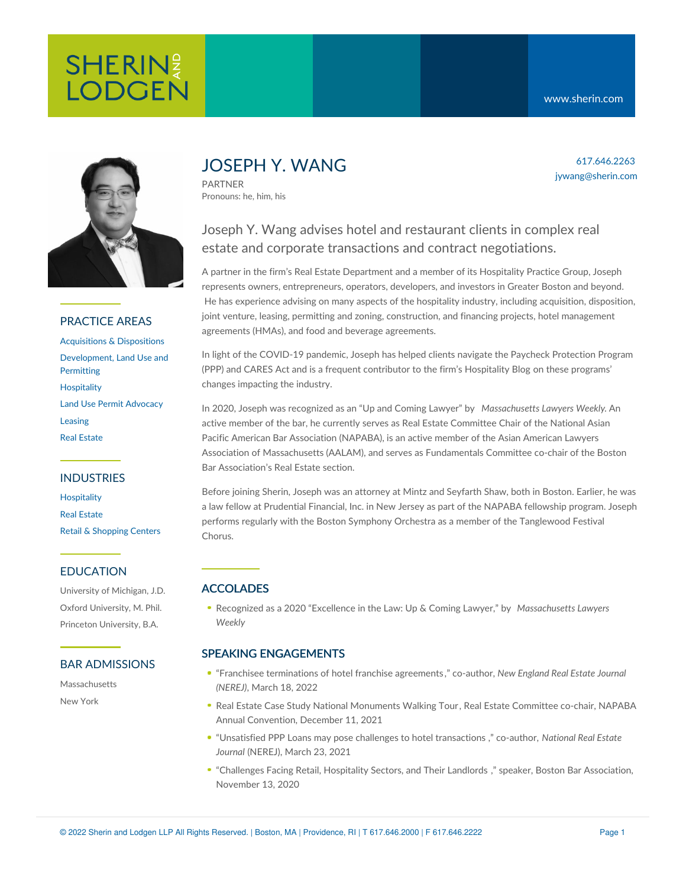SHERIN AND LODGEN

www.sherin.com

# JOSEPH Y. WANG

PARTNER
Pronouns: he, him, his

617.646.2263
jywang@sherin.com

## Joseph Y. Wang advises hotel and restaurant clients in complex real estate and corporate transactions and contract negotiations.

A partner in the firm's Real Estate Department and a member of its Hospitality Practice Group, Joseph represents owners, entrepreneurs, operators, developers, and investors in Greater Boston and beyond. He has experience advising on many aspects of the hospitality industry, including acquisition, disposition, joint venture, leasing, permitting and zoning, construction, and financing projects, hotel management agreements (HMAs), and food and beverage agreements.

In light of the COVID-19 pandemic, Joseph has helped clients navigate the Paycheck Protection Program (PPP) and CARES Act and is a frequent contributor to the firm's Hospitality Blog on these programs' changes impacting the industry.

In 2020, Joseph was recognized as an "Up and Coming Lawyer" by *Massachusetts Lawyers Weekly.* An active member of the bar, he currently serves as Real Estate Committee Chair of the National Asian Pacific American Bar Association (NAPABA), is an active member of the Asian American Lawyers Association of Massachusetts (AALAM), and serves as Fundamentals Committee co-chair of the Boston Bar Association's Real Estate section.

Before joining Sherin, Joseph was an attorney at Mintz and Seyfarth Shaw, both in Boston. Earlier, he was a law fellow at Prudential Financial, Inc. in New Jersey as part of the NAPABA fellowship program. Joseph performs regularly with the Boston Symphony Orchestra as a member of the Tanglewood Festival Chorus.

## PRACTICE AREAS

- Acquisitions & Dispositions
- Development, Land Use and Permitting
- Hospitality
- Land Use Permit Advocacy
- Leasing
- Real Estate

## INDUSTRIES

- Hospitality
- Real Estate
- Retail & Shopping Centers

## EDUCATION

- University of Michigan, J.D.
- Oxford University, M. Phil.
- Princeton University, B.A.

## BAR ADMISSIONS

- Massachusetts
- New York

## ACCOLADES

- Recognized as a 2020 "Excellence in the Law: Up & Coming Lawyer," by *Massachusetts Lawyers Weekly*

## SPEAKING ENGAGEMENTS

- "Franchisee terminations of hotel franchise agreements," co-author, *New England Real Estate Journal (NEREJ)*, March 18, 2022
- Real Estate Case Study National Monuments Walking Tour, Real Estate Committee co-chair, NAPABA Annual Convention, December 11, 2021
- "Unsatisfied PPP Loans may pose challenges to hotel transactions," co-author, *National Real Estate Journal* (NEREJ), March 23, 2021
- "Challenges Facing Retail, Hospitality Sectors, and Their Landlords," speaker, Boston Bar Association, November 13, 2020

© 2022 Sherin and Lodgen LLP All Rights Reserved. | Boston, MA | Providence, RI | T 617.646.2000 | F 617.646.2222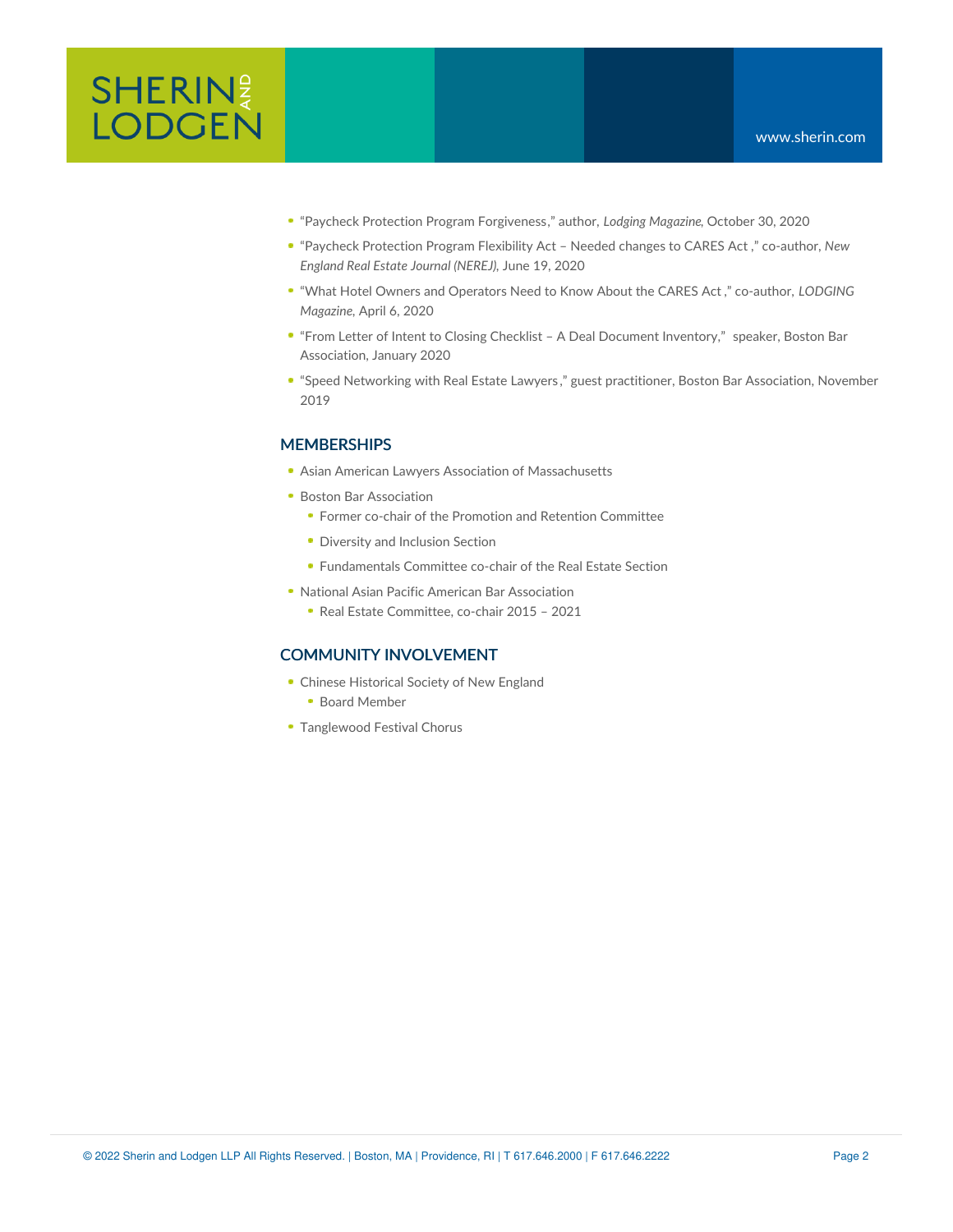- "Paycheck Protection Program Forgiveness," author, *Lodging Magazine,* October 30, 2020
- "Paycheck Protection Program Flexibility Act – Needed changes to CARES Act ," co-author, *New England Real Estate Journal (NEREJ),* June 19, 2020
- "What Hotel Owners and Operators Need to Know About the CARES Act ," co-author, *LODGING Magazine,* April 6, 2020
- "From Letter of Intent to Closing Checklist – A Deal Document Inventory," speaker, Boston Bar Association, January 2020
- "Speed Networking with Real Estate Lawyers ," guest practitioner, Boston Bar Association, November 2019

## MEMBERSHIPS

- Asian American Lawyers Association of Massachusetts
- Boston Bar Association
  - Former co-chair of the Promotion and Retention Committee
  - Diversity and Inclusion Section
  - Fundamentals Committee co-chair of the Real Estate Section
- National Asian Pacific American Bar Association
  - Real Estate Committee, co-chair 2015 – 2021

## COMMUNITY INVOLVEMENT

- Chinese Historical Society of New England
  - Board Member
- Tanglewood Festival Chorus